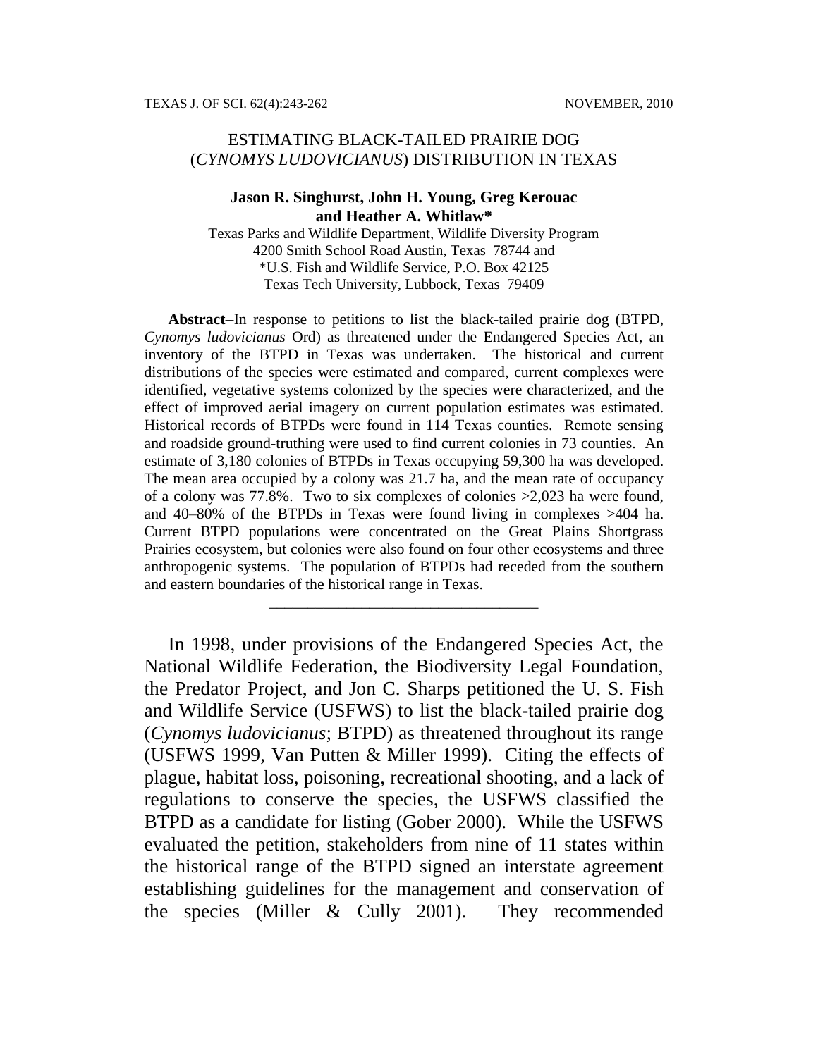# ESTIMATING BLACK-TAILED PRAIRIE DOG (*CYNOMYS LUDOVICIANUS*) DISTRIBUTION IN TEXAS

**Jason R. Singhurst, John H. Young, Greg Kerouac and Heather A. Whitlaw***

Texas Parks and Wildlife Department, Wildlife Diversity Program
4200 Smith School Road Austin, Texas 78744 and
*U.S. Fish and Wildlife Service, P.O. Box 42125
Texas Tech University, Lubbock, Texas 79409

**Abstract–**In response to petitions to list the black-tailed prairie dog (BTPD, *Cynomys ludovicianus* Ord) as threatened under the Endangered Species Act, an inventory of the BTPD in Texas was undertaken. The historical and current distributions of the species were estimated and compared, current complexes were identified, vegetative systems colonized by the species were characterized, and the effect of improved aerial imagery on current population estimates was estimated. Historical records of BTPDs were found in 114 Texas counties. Remote sensing and roadside ground-truthing were used to find current colonies in 73 counties. An estimate of 3,180 colonies of BTPDs in Texas occupying 59,300 ha was developed. The mean area occupied by a colony was 21.7 ha, and the mean rate of occupancy of a colony was 77.8%. Two to six complexes of colonies >2,023 ha were found, and 40–80% of the BTPDs in Texas were found living in complexes >404 ha. Current BTPD populations were concentrated on the Great Plains Shortgrass Prairies ecosystem, but colonies were also found on four other ecosystems and three anthropogenic systems. The population of BTPDs had receded from the southern and eastern boundaries of the historical range in Texas.

---

In 1998, under provisions of the Endangered Species Act, the National Wildlife Federation, the Biodiversity Legal Foundation, the Predator Project, and Jon C. Sharps petitioned the U. S. Fish and Wildlife Service (USFWS) to list the black-tailed prairie dog (*Cynomys ludovicianus*; BTPD) as threatened throughout its range (USFWS 1999, Van Putten & Miller 1999). Citing the effects of plague, habitat loss, poisoning, recreational shooting, and a lack of regulations to conserve the species, the USFWS classified the BTPD as a candidate for listing (Gober 2000). While the USFWS evaluated the petition, stakeholders from nine of 11 states within the historical range of the BTPD signed an interstate agreement establishing guidelines for the management and conservation of the species (Miller & Cully 2001). They recommended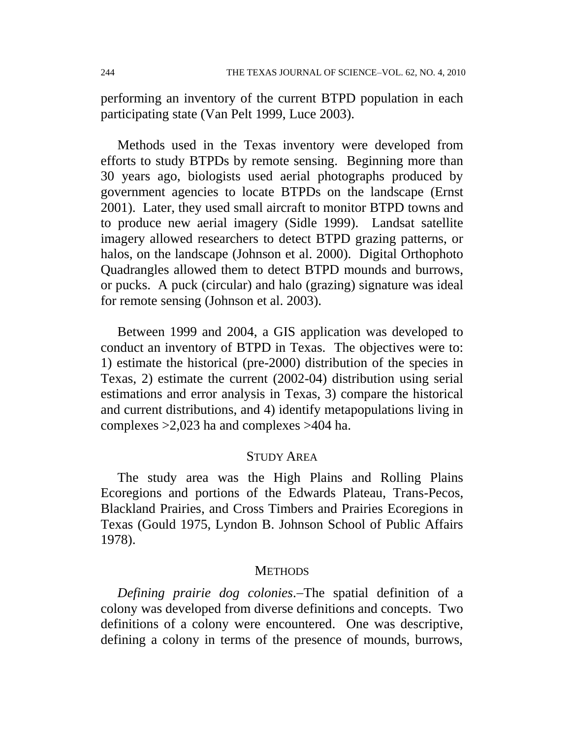performing an inventory of the current BTPD population in each participating state (Van Pelt 1999, Luce 2003).

Methods used in the Texas inventory were developed from efforts to study BTPDs by remote sensing. Beginning more than 30 years ago, biologists used aerial photographs produced by government agencies to locate BTPDs on the landscape (Ernst 2001). Later, they used small aircraft to monitor BTPD towns and to produce new aerial imagery (Sidle 1999). Landsat satellite imagery allowed researchers to detect BTPD grazing patterns, or halos, on the landscape (Johnson et al. 2000). Digital Orthophoto Quadrangles allowed them to detect BTPD mounds and burrows, or pucks. A puck (circular) and halo (grazing) signature was ideal for remote sensing (Johnson et al. 2003).

Between 1999 and 2004, a GIS application was developed to conduct an inventory of BTPD in Texas. The objectives were to: 1) estimate the historical (pre-2000) distribution of the species in Texas, 2) estimate the current (2002-04) distribution using serial estimations and error analysis in Texas, 3) compare the historical and current distributions, and 4) identify metapopulations living in complexes >2,023 ha and complexes >404 ha.

## STUDY AREA

The study area was the High Plains and Rolling Plains Ecoregions and portions of the Edwards Plateau, Trans-Pecos, Blackland Prairies, and Cross Timbers and Prairies Ecoregions in Texas (Gould 1975, Lyndon B. Johnson School of Public Affairs 1978).

## METHODS

*Defining prairie dog colonies*.–The spatial definition of a colony was developed from diverse definitions and concepts. Two definitions of a colony were encountered. One was descriptive, defining a colony in terms of the presence of mounds, burrows,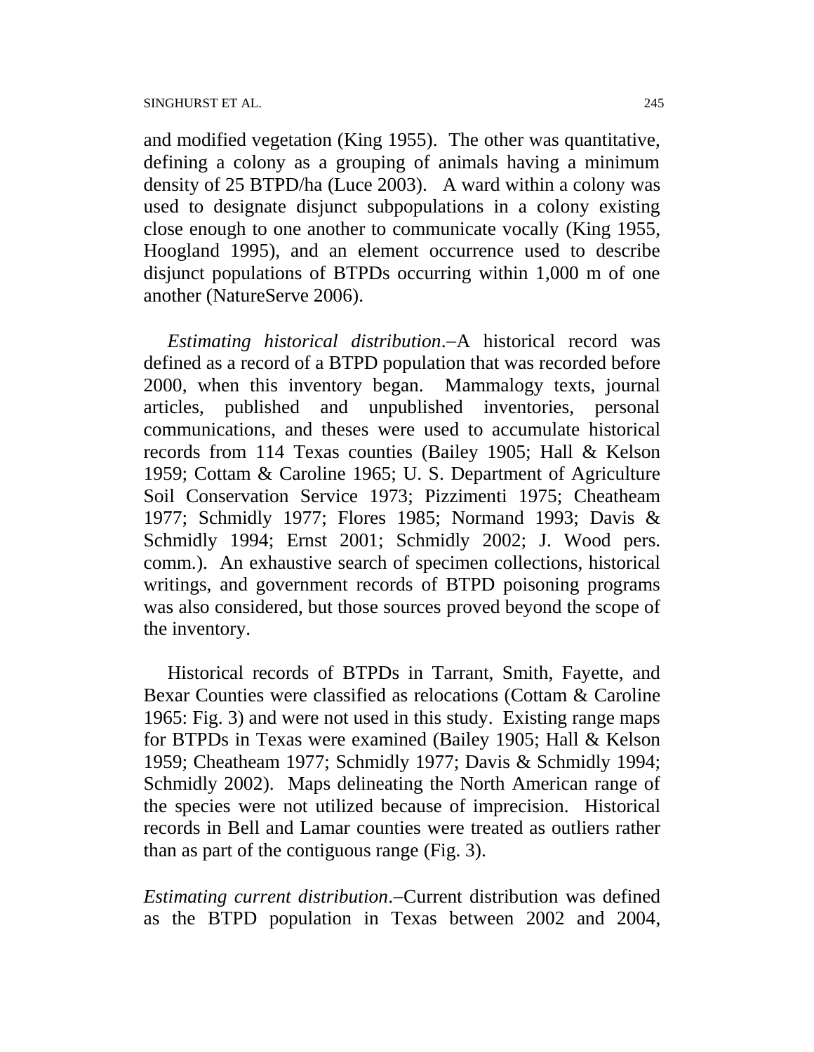and modified vegetation (King 1955). The other was quantitative, defining a colony as a grouping of animals having a minimum density of 25 BTPD/ha (Luce 2003). A ward within a colony was used to designate disjunct subpopulations in a colony existing close enough to one another to communicate vocally (King 1955, Hoogland 1995), and an element occurrence used to describe disjunct populations of BTPDs occurring within 1,000 m of one another (NatureServe 2006).

*Estimating historical distribution*.–A historical record was defined as a record of a BTPD population that was recorded before 2000, when this inventory began. Mammalogy texts, journal articles, published and unpublished inventories, personal communications, and theses were used to accumulate historical records from 114 Texas counties (Bailey 1905; Hall & Kelson 1959; Cottam & Caroline 1965; U. S. Department of Agriculture Soil Conservation Service 1973; Pizzimenti 1975; Cheatheam 1977; Schmidly 1977; Flores 1985; Normand 1993; Davis & Schmidly 1994; Ernst 2001; Schmidly 2002; J. Wood pers. comm.). An exhaustive search of specimen collections, historical writings, and government records of BTPD poisoning programs was also considered, but those sources proved beyond the scope of the inventory.

Historical records of BTPDs in Tarrant, Smith, Fayette, and Bexar Counties were classified as relocations (Cottam & Caroline 1965: Fig. 3) and were not used in this study. Existing range maps for BTPDs in Texas were examined (Bailey 1905; Hall & Kelson 1959; Cheatheam 1977; Schmidly 1977; Davis & Schmidly 1994; Schmidly 2002). Maps delineating the North American range of the species were not utilized because of imprecision. Historical records in Bell and Lamar counties were treated as outliers rather than as part of the contiguous range (Fig. 3).

*Estimating current distribution*.–Current distribution was defined as the BTPD population in Texas between 2002 and 2004,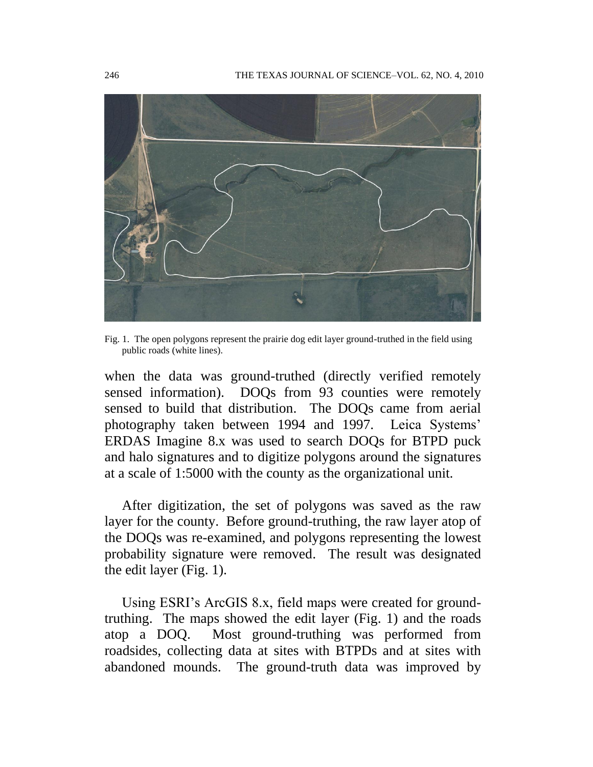Fig. 1. The open polygons represent the prairie dog edit layer ground-truthed in the field using public roads (white lines).

when the data was ground-truthed (directly verified remotely sensed information). DOQs from 93 counties were remotely sensed to build that distribution. The DOQs came from aerial photography taken between 1994 and 1997. Leica Systems' ERDAS Imagine 8.x was used to search DOQs for BTPD puck and halo signatures and to digitize polygons around the signatures at a scale of 1:5000 with the county as the organizational unit.

After digitization, the set of polygons was saved as the raw layer for the county. Before ground-truthing, the raw layer atop of the DOQs was re-examined, and polygons representing the lowest probability signature were removed. The result was designated the edit layer (Fig. 1).

Using ESRI's ArcGIS 8.x, field maps were created for ground-truthing. The maps showed the edit layer (Fig. 1) and the roads atop a DOQ. Most ground-truthing was performed from roadsides, collecting data at sites with BTPDs and at sites with abandoned mounds. The ground-truth data was improved by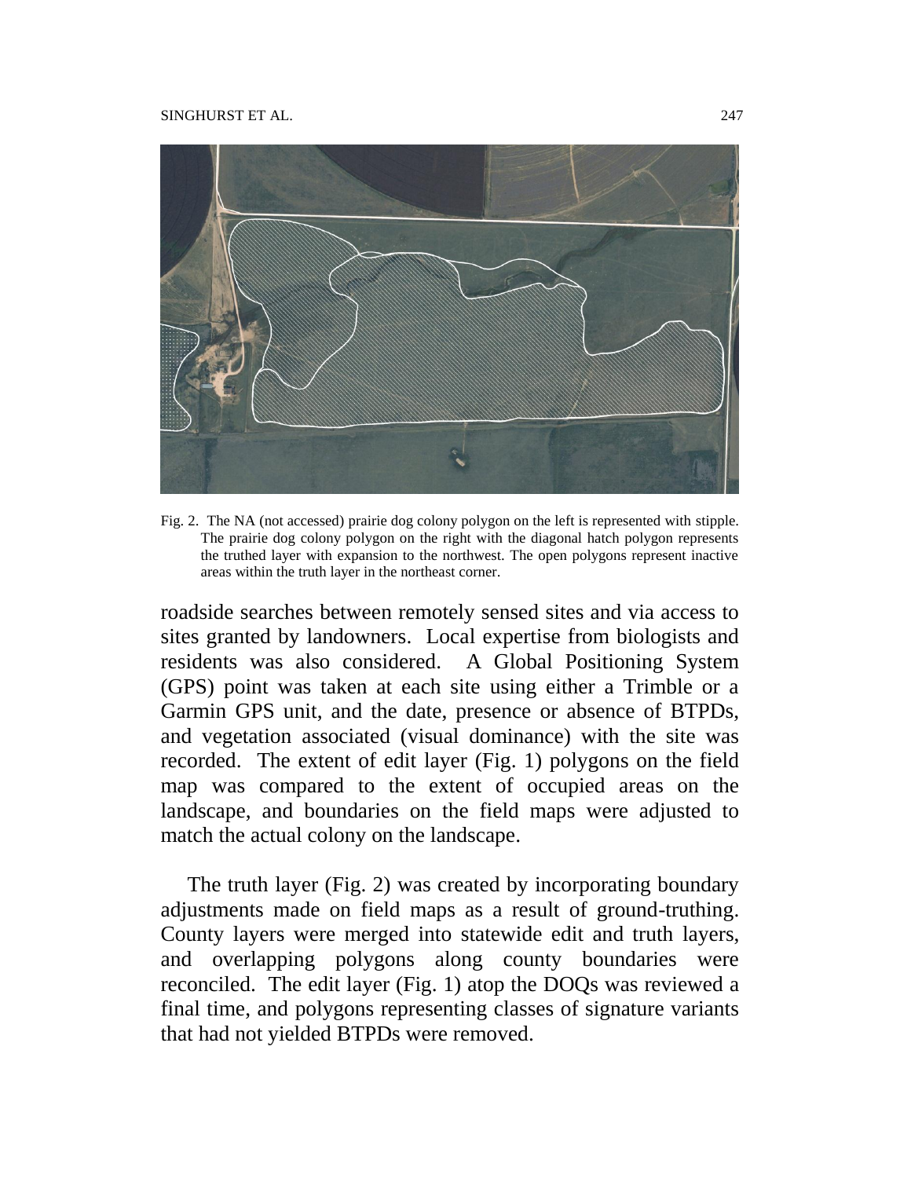Fig. 2. The NA (not accessed) prairie dog colony polygon on the left is represented with stipple. The prairie dog colony polygon on the right with the diagonal hatch polygon represents the truthed layer with expansion to the northwest. The open polygons represent inactive areas within the truth layer in the northeast corner.

roadside searches between remotely sensed sites and via access to sites granted by landowners. Local expertise from biologists and residents was also considered. A Global Positioning System (GPS) point was taken at each site using either a Trimble or a Garmin GPS unit, and the date, presence or absence of BTPDs, and vegetation associated (visual dominance) with the site was recorded. The extent of edit layer (Fig. 1) polygons on the field map was compared to the extent of occupied areas on the landscape, and boundaries on the field maps were adjusted to match the actual colony on the landscape.

The truth layer (Fig. 2) was created by incorporating boundary adjustments made on field maps as a result of ground-truthing. County layers were merged into statewide edit and truth layers, and overlapping polygons along county boundaries were reconciled. The edit layer (Fig. 1) atop the DOQs was reviewed a final time, and polygons representing classes of signature variants that had not yielded BTPDs were removed.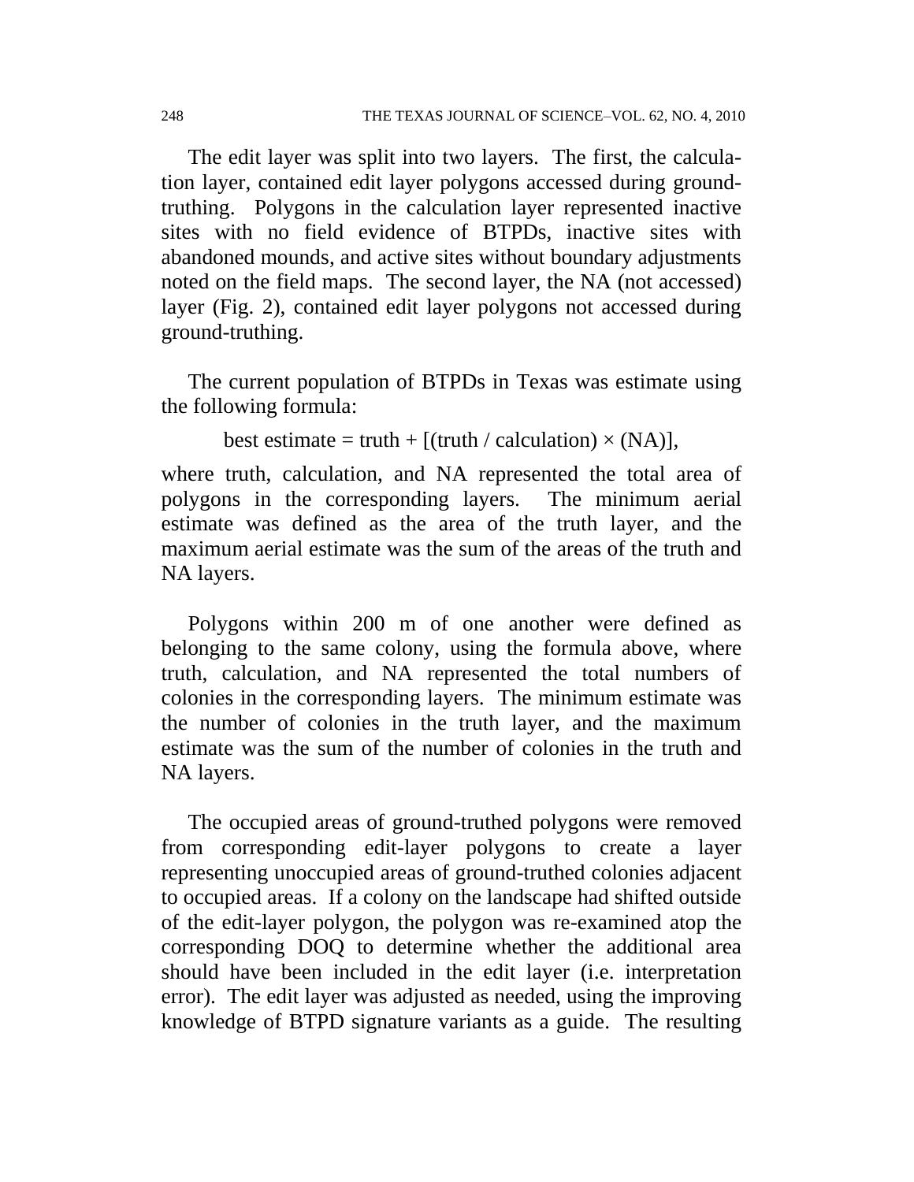The edit layer was split into two layers. The first, the calculation layer, contained edit layer polygons accessed during ground-truthing. Polygons in the calculation layer represented inactive sites with no field evidence of BTPDs, inactive sites with abandoned mounds, and active sites without boundary adjustments noted on the field maps. The second layer, the NA (not accessed) layer (Fig. 2), contained edit layer polygons not accessed during ground-truthing.

The current population of BTPDs in Texas was estimate using the following formula:

$$\text{best estimate} = \text{truth} + [(\text{truth} / \text{calculation}) \times (\text{NA})],$$

where truth, calculation, and NA represented the total area of polygons in the corresponding layers. The minimum aerial estimate was defined as the area of the truth layer, and the maximum aerial estimate was the sum of the areas of the truth and NA layers.

Polygons within 200 m of one another were defined as belonging to the same colony, using the formula above, where truth, calculation, and NA represented the total numbers of colonies in the corresponding layers. The minimum estimate was the number of colonies in the truth layer, and the maximum estimate was the sum of the number of colonies in the truth and NA layers.

The occupied areas of ground-truthed polygons were removed from corresponding edit-layer polygons to create a layer representing unoccupied areas of ground-truthed colonies adjacent to occupied areas. If a colony on the landscape had shifted outside of the edit-layer polygon, the polygon was re-examined atop the corresponding DOQ to determine whether the additional area should have been included in the edit layer (i.e. interpretation error). The edit layer was adjusted as needed, using the improving knowledge of BTPD signature variants as a guide. The resulting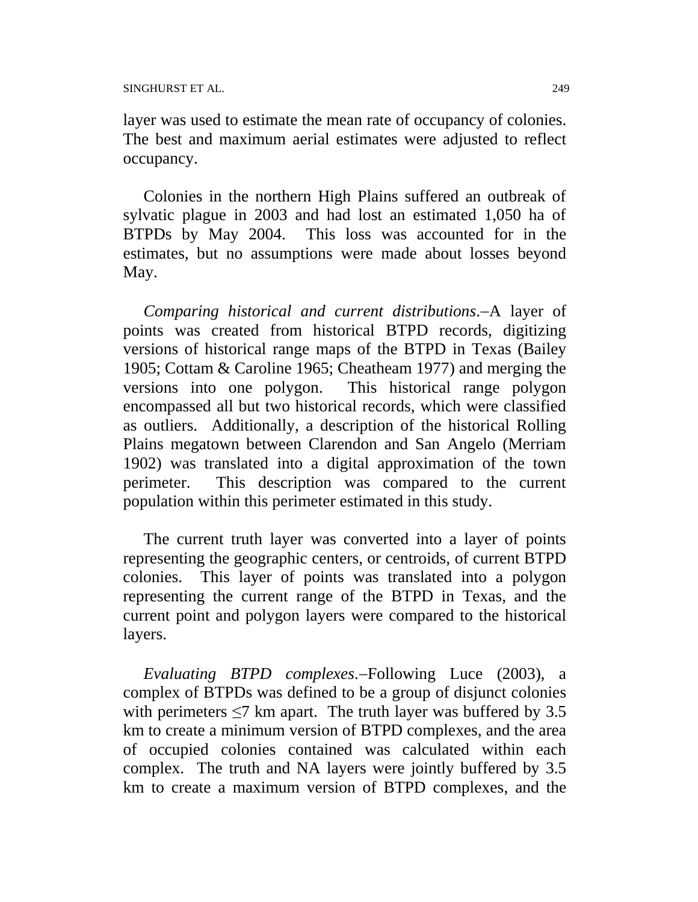layer was used to estimate the mean rate of occupancy of colonies. The best and maximum aerial estimates were adjusted to reflect occupancy.

Colonies in the northern High Plains suffered an outbreak of sylvatic plague in 2003 and had lost an estimated 1,050 ha of BTPDs by May 2004. This loss was accounted for in the estimates, but no assumptions were made about losses beyond May.

*Comparing historical and current distributions*.–A layer of points was created from historical BTPD records, digitizing versions of historical range maps of the BTPD in Texas (Bailey 1905; Cottam & Caroline 1965; Cheatheam 1977) and merging the versions into one polygon. This historical range polygon encompassed all but two historical records, which were classified as outliers. Additionally, a description of the historical Rolling Plains megatown between Clarendon and San Angelo (Merriam 1902) was translated into a digital approximation of the town perimeter. This description was compared to the current population within this perimeter estimated in this study.

The current truth layer was converted into a layer of points representing the geographic centers, or centroids, of current BTPD colonies. This layer of points was translated into a polygon representing the current range of the BTPD in Texas, and the current point and polygon layers were compared to the historical layers.

*Evaluating BTPD complexes*.–Following Luce (2003), a complex of BTPDs was defined to be a group of disjunct colonies with perimeters ≤7 km apart. The truth layer was buffered by 3.5 km to create a minimum version of BTPD complexes, and the area of occupied colonies contained was calculated within each complex. The truth and NA layers were jointly buffered by 3.5 km to create a maximum version of BTPD complexes, and the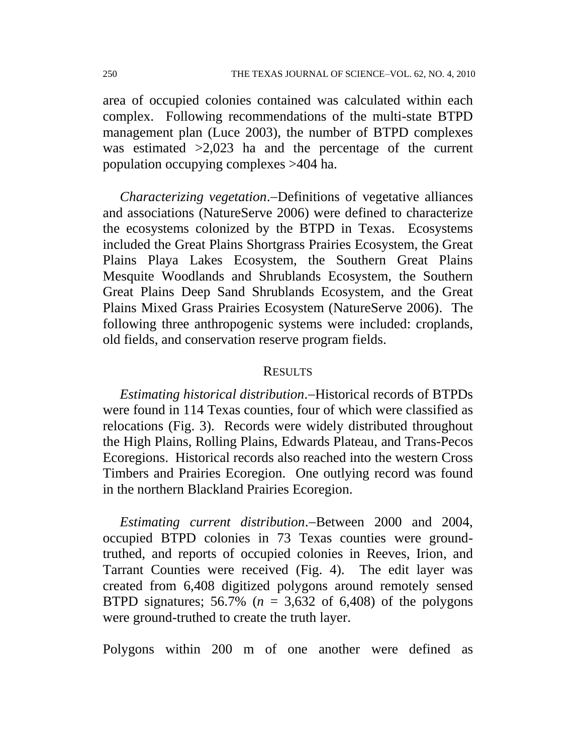area of occupied colonies contained was calculated within each complex. Following recommendations of the multi-state BTPD management plan (Luce 2003), the number of BTPD complexes was estimated >2,023 ha and the percentage of the current population occupying complexes >404 ha.

*Characterizing vegetation*.–Definitions of vegetative alliances and associations (NatureServe 2006) were defined to characterize the ecosystems colonized by the BTPD in Texas. Ecosystems included the Great Plains Shortgrass Prairies Ecosystem, the Great Plains Playa Lakes Ecosystem, the Southern Great Plains Mesquite Woodlands and Shrublands Ecosystem, the Southern Great Plains Deep Sand Shrublands Ecosystem, and the Great Plains Mixed Grass Prairies Ecosystem (NatureServe 2006). The following three anthropogenic systems were included: croplands, old fields, and conservation reserve program fields.

## RESULTS

*Estimating historical distribution*.–Historical records of BTPDs were found in 114 Texas counties, four of which were classified as relocations (Fig. 3). Records were widely distributed throughout the High Plains, Rolling Plains, Edwards Plateau, and Trans-Pecos Ecoregions. Historical records also reached into the western Cross Timbers and Prairies Ecoregion. One outlying record was found in the northern Blackland Prairies Ecoregion.

*Estimating current distribution*.–Between 2000 and 2004, occupied BTPD colonies in 73 Texas counties were ground-truthed, and reports of occupied colonies in Reeves, Irion, and Tarrant Counties were received (Fig. 4). The edit layer was created from 6,408 digitized polygons around remotely sensed BTPD signatures; 56.7% ($n$ = 3,632 of 6,408) of the polygons were ground-truthed to create the truth layer.

Polygons within 200 m of one another were defined as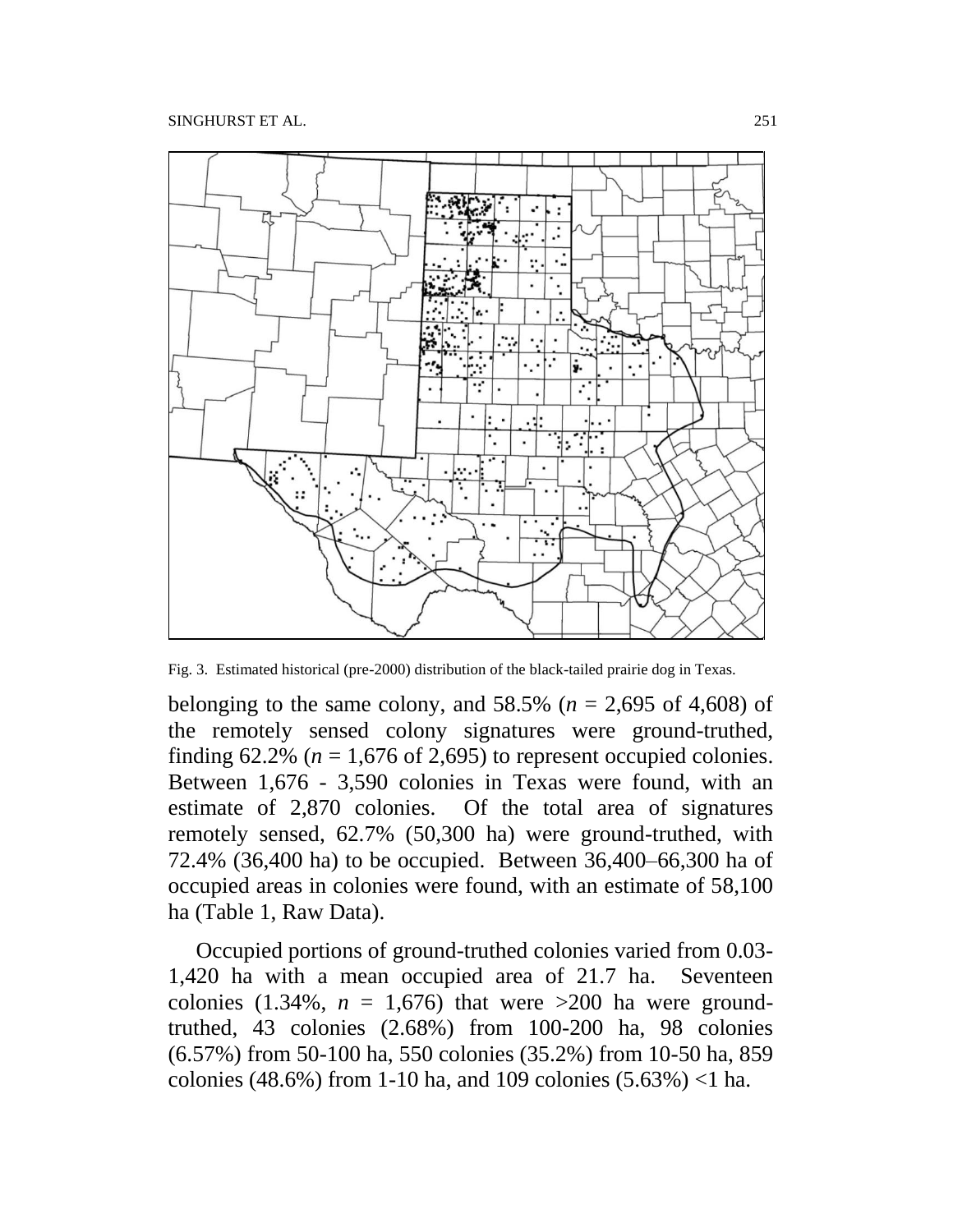Fig. 3. Estimated historical (pre-2000) distribution of the black-tailed prairie dog in Texas.

belonging to the same colony, and 58.5% (*n* = 2,695 of 4,608) of the remotely sensed colony signatures were ground-truthed, finding 62.2% (*n* = 1,676 of 2,695) to represent occupied colonies. Between 1,676 - 3,590 colonies in Texas were found, with an estimate of 2,870 colonies. Of the total area of signatures remotely sensed, 62.7% (50,300 ha) were ground-truthed, with 72.4% (36,400 ha) to be occupied. Between 36,400–66,300 ha of occupied areas in colonies were found, with an estimate of 58,100 ha (Table 1, Raw Data).

Occupied portions of ground-truthed colonies varied from 0.03-1,420 ha with a mean occupied area of 21.7 ha. Seventeen colonies (1.34%, *n* = 1,676) that were >200 ha were ground-truthed, 43 colonies (2.68%) from 100-200 ha, 98 colonies (6.57%) from 50-100 ha, 550 colonies (35.2%) from 10-50 ha, 859 colonies (48.6%) from 1-10 ha, and 109 colonies (5.63%) <1 ha.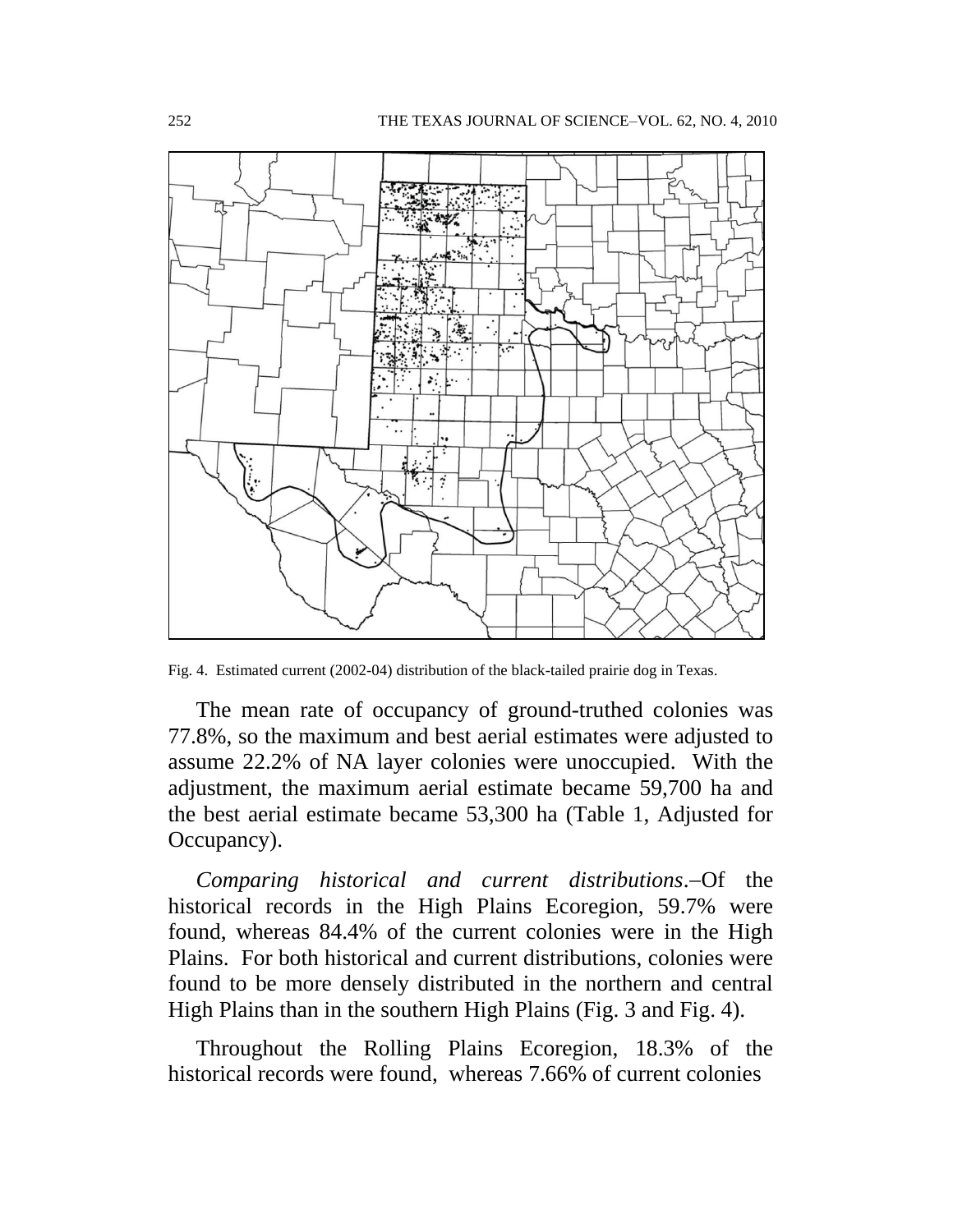Fig. 4. Estimated current (2002-04) distribution of the black-tailed prairie dog in Texas.

The mean rate of occupancy of ground-truthed colonies was 77.8%, so the maximum and best aerial estimates were adjusted to assume 22.2% of NA layer colonies were unoccupied. With the adjustment, the maximum aerial estimate became 59,700 ha and the best aerial estimate became 53,300 ha (Table 1, Adjusted for Occupancy).

*Comparing historical and current distributions*.–Of the historical records in the High Plains Ecoregion, 59.7% were found, whereas 84.4% of the current colonies were in the High Plains. For both historical and current distributions, colonies were found to be more densely distributed in the northern and central High Plains than in the southern High Plains (Fig. 3 and Fig. 4).

Throughout the Rolling Plains Ecoregion, 18.3% of the historical records were found, whereas 7.66% of current colonies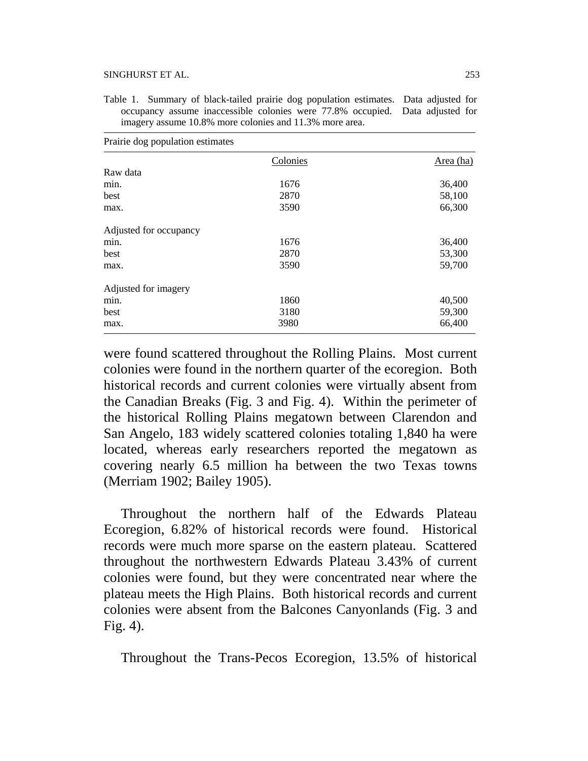Table 1. Summary of black-tailed prairie dog population estimates. Data adjusted for occupancy assume inaccessible colonies were 77.8% occupied. Data adjusted for imagery assume 10.8% more colonies and 11.3% more area.

| Prairie dog population estimates | | |
|---|---|---|
| | Colonies | Area (ha) |
| Raw data | | |
| min. | 1676 | 36,400 |
| best | 2870 | 58,100 |
| max. | 3590 | 66,300 |
| Adjusted for occupancy | | |
| min. | 1676 | 36,400 |
| best | 2870 | 53,300 |
| max. | 3590 | 59,700 |
| Adjusted for imagery | | |
| min. | 1860 | 40,500 |
| best | 3180 | 59,300 |
| max. | 3980 | 66,400 |

were found scattered throughout the Rolling Plains. Most current colonies were found in the northern quarter of the ecoregion. Both historical records and current colonies were virtually absent from the Canadian Breaks (Fig. 3 and Fig. 4). Within the perimeter of the historical Rolling Plains megatown between Clarendon and San Angelo, 183 widely scattered colonies totaling 1,840 ha were located, whereas early researchers reported the megatown as covering nearly 6.5 million ha between the two Texas towns (Merriam 1902; Bailey 1905).

Throughout the northern half of the Edwards Plateau Ecoregion, 6.82% of historical records were found. Historical records were much more sparse on the eastern plateau. Scattered throughout the northwestern Edwards Plateau 3.43% of current colonies were found, but they were concentrated near where the plateau meets the High Plains. Both historical records and current colonies were absent from the Balcones Canyonlands (Fig. 3 and Fig. 4).

Throughout the Trans-Pecos Ecoregion, 13.5% of historical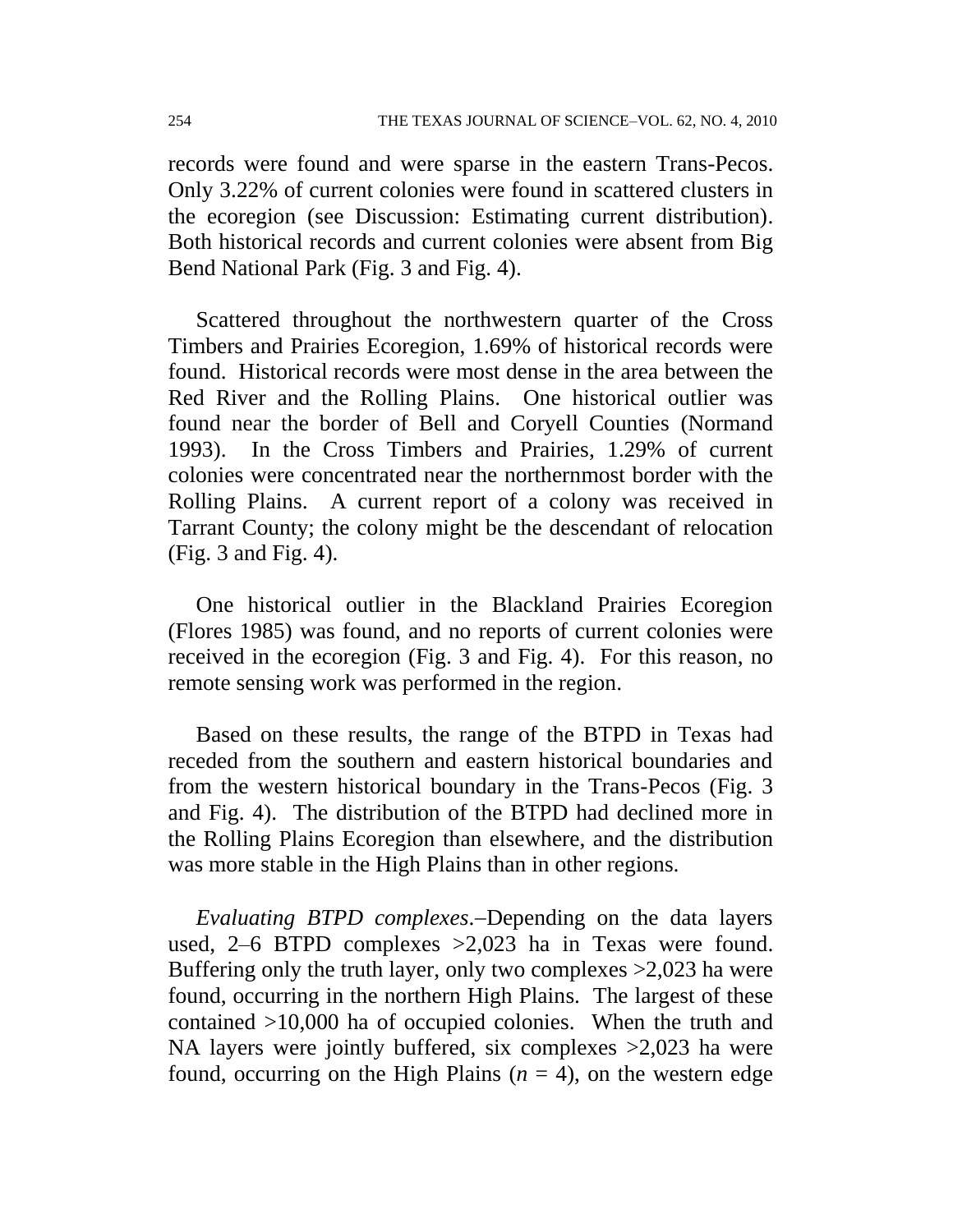records were found and were sparse in the eastern Trans-Pecos. Only 3.22% of current colonies were found in scattered clusters in the ecoregion (see Discussion: Estimating current distribution). Both historical records and current colonies were absent from Big Bend National Park (Fig. 3 and Fig. 4).

Scattered throughout the northwestern quarter of the Cross Timbers and Prairies Ecoregion, 1.69% of historical records were found. Historical records were most dense in the area between the Red River and the Rolling Plains. One historical outlier was found near the border of Bell and Coryell Counties (Normand 1993). In the Cross Timbers and Prairies, 1.29% of current colonies were concentrated near the northernmost border with the Rolling Plains. A current report of a colony was received in Tarrant County; the colony might be the descendant of relocation (Fig. 3 and Fig. 4).

One historical outlier in the Blackland Prairies Ecoregion (Flores 1985) was found, and no reports of current colonies were received in the ecoregion (Fig. 3 and Fig. 4). For this reason, no remote sensing work was performed in the region.

Based on these results, the range of the BTPD in Texas had receded from the southern and eastern historical boundaries and from the western historical boundary in the Trans-Pecos (Fig. 3 and Fig. 4). The distribution of the BTPD had declined more in the Rolling Plains Ecoregion than elsewhere, and the distribution was more stable in the High Plains than in other regions.

*Evaluating BTPD complexes*.–Depending on the data layers used, 2–6 BTPD complexes >2,023 ha in Texas were found. Buffering only the truth layer, only two complexes >2,023 ha were found, occurring in the northern High Plains. The largest of these contained >10,000 ha of occupied colonies. When the truth and NA layers were jointly buffered, six complexes >2,023 ha were found, occurring on the High Plains ($n$ = 4), on the western edge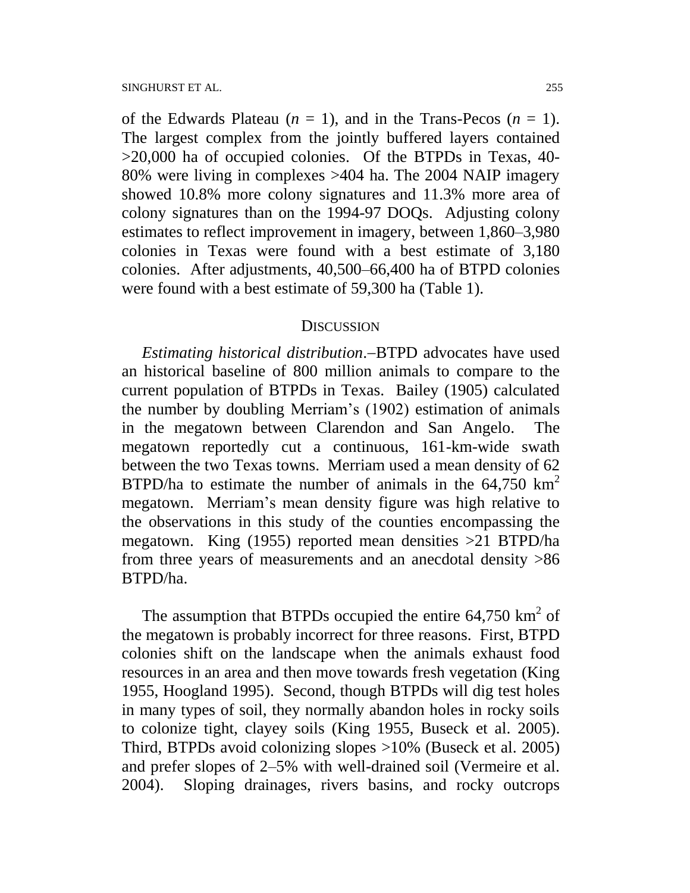of the Edwards Plateau ($n$ = 1), and in the Trans-Pecos ($n$ = 1). The largest complex from the jointly buffered layers contained >20,000 ha of occupied colonies. Of the BTPDs in Texas, 40-80% were living in complexes >404 ha. The 2004 NAIP imagery showed 10.8% more colony signatures and 11.3% more area of colony signatures than on the 1994-97 DOQs. Adjusting colony estimates to reflect improvement in imagery, between 1,860–3,980 colonies in Texas were found with a best estimate of 3,180 colonies. After adjustments, 40,500–66,400 ha of BTPD colonies were found with a best estimate of 59,300 ha (Table 1).

## DISCUSSION

*Estimating historical distribution*.–BTPD advocates have used an historical baseline of 800 million animals to compare to the current population of BTPDs in Texas. Bailey (1905) calculated the number by doubling Merriam's (1902) estimation of animals in the megatown between Clarendon and San Angelo. The megatown reportedly cut a continuous, 161-km-wide swath between the two Texas towns. Merriam used a mean density of 62 BTPD/ha to estimate the number of animals in the 64,750 $km^2$ megatown. Merriam's mean density figure was high relative to the observations in this study of the counties encompassing the megatown. King (1955) reported mean densities >21 BTPD/ha from three years of measurements and an anecdotal density >86 BTPD/ha.

The assumption that BTPDs occupied the entire 64,750 $km^2$ of the megatown is probably incorrect for three reasons. First, BTPD colonies shift on the landscape when the animals exhaust food resources in an area and then move towards fresh vegetation (King 1955, Hoogland 1995). Second, though BTPDs will dig test holes in many types of soil, they normally abandon holes in rocky soils to colonize tight, clayey soils (King 1955, Buseck et al. 2005). Third, BTPDs avoid colonizing slopes >10% (Buseck et al. 2005) and prefer slopes of 2–5% with well-drained soil (Vermeire et al. 2004). Sloping drainages, rivers basins, and rocky outcrops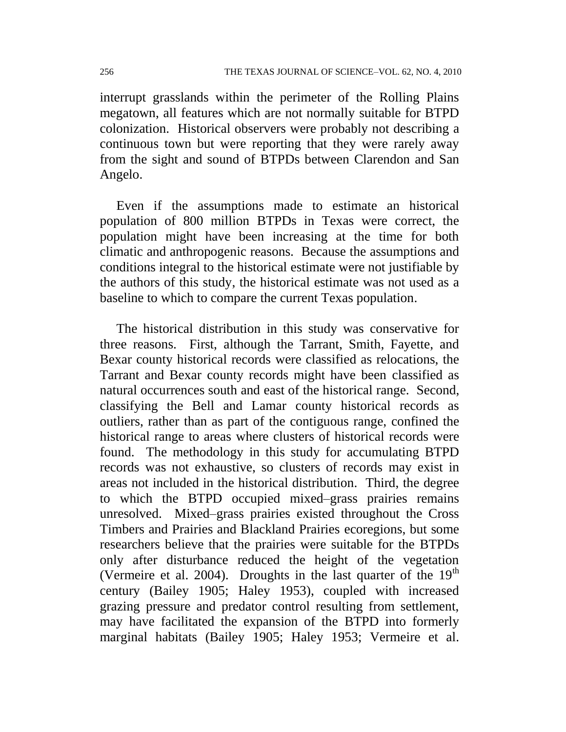interrupt grasslands within the perimeter of the Rolling Plains megatown, all features which are not normally suitable for BTPD colonization. Historical observers were probably not describing a continuous town but were reporting that they were rarely away from the sight and sound of BTPDs between Clarendon and San Angelo.

Even if the assumptions made to estimate an historical population of 800 million BTPDs in Texas were correct, the population might have been increasing at the time for both climatic and anthropogenic reasons. Because the assumptions and conditions integral to the historical estimate were not justifiable by the authors of this study, the historical estimate was not used as a baseline to which to compare the current Texas population.

The historical distribution in this study was conservative for three reasons. First, although the Tarrant, Smith, Fayette, and Bexar county historical records were classified as relocations, the Tarrant and Bexar county records might have been classified as natural occurrences south and east of the historical range. Second, classifying the Bell and Lamar county historical records as outliers, rather than as part of the contiguous range, confined the historical range to areas where clusters of historical records were found. The methodology in this study for accumulating BTPD records was not exhaustive, so clusters of records may exist in areas not included in the historical distribution. Third, the degree to which the BTPD occupied mixed–grass prairies remains unresolved. Mixed–grass prairies existed throughout the Cross Timbers and Prairies and Blackland Prairies ecoregions, but some researchers believe that the prairies were suitable for the BTPDs only after disturbance reduced the height of the vegetation (Vermeire et al. 2004). Droughts in the last quarter of the 19th century (Bailey 1905; Haley 1953), coupled with increased grazing pressure and predator control resulting from settlement, may have facilitated the expansion of the BTPD into formerly marginal habitats (Bailey 1905; Haley 1953; Vermeire et al.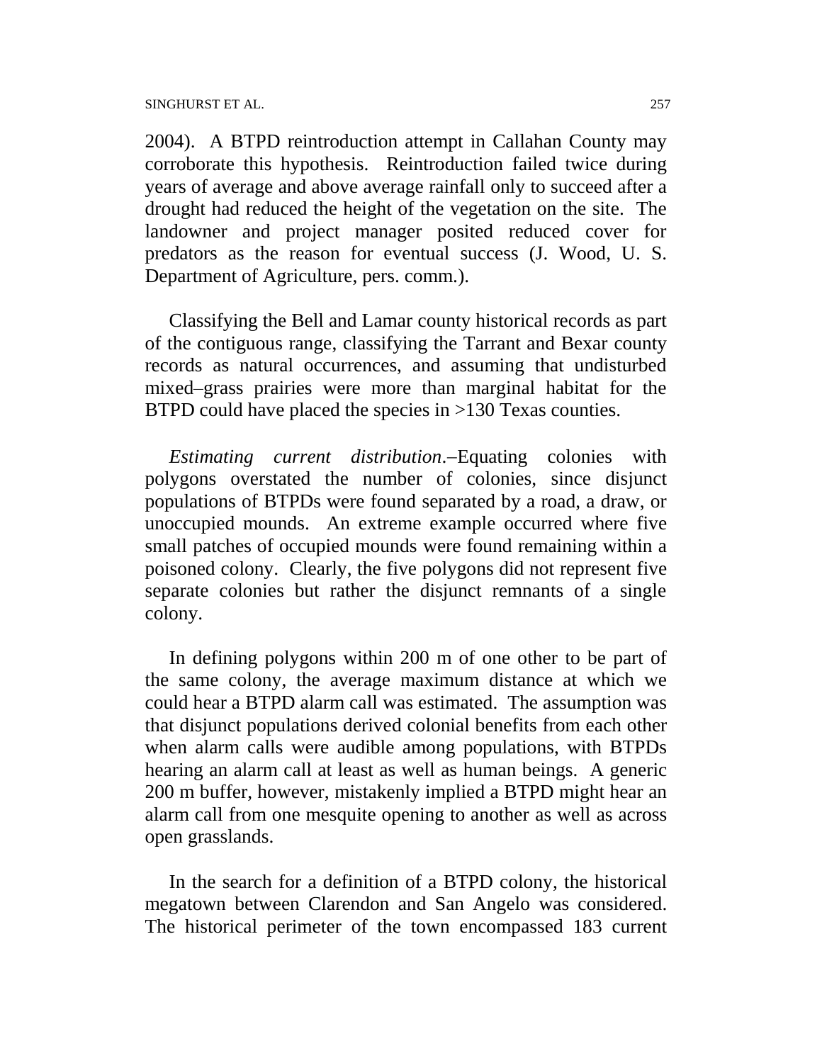2004). A BTPD reintroduction attempt in Callahan County may corroborate this hypothesis. Reintroduction failed twice during years of average and above average rainfall only to succeed after a drought had reduced the height of the vegetation on the site. The landowner and project manager posited reduced cover for predators as the reason for eventual success (J. Wood, U. S. Department of Agriculture, pers. comm.).

Classifying the Bell and Lamar county historical records as part of the contiguous range, classifying the Tarrant and Bexar county records as natural occurrences, and assuming that undisturbed mixed–grass prairies were more than marginal habitat for the BTPD could have placed the species in >130 Texas counties.

*Estimating current distribution*.–Equating colonies with polygons overstated the number of colonies, since disjunct populations of BTPDs were found separated by a road, a draw, or unoccupied mounds. An extreme example occurred where five small patches of occupied mounds were found remaining within a poisoned colony. Clearly, the five polygons did not represent five separate colonies but rather the disjunct remnants of a single colony.

In defining polygons within 200 m of one other to be part of the same colony, the average maximum distance at which we could hear a BTPD alarm call was estimated. The assumption was that disjunct populations derived colonial benefits from each other when alarm calls were audible among populations, with BTPDs hearing an alarm call at least as well as human beings. A generic 200 m buffer, however, mistakenly implied a BTPD might hear an alarm call from one mesquite opening to another as well as across open grasslands.

In the search for a definition of a BTPD colony, the historical megatown between Clarendon and San Angelo was considered. The historical perimeter of the town encompassed 183 current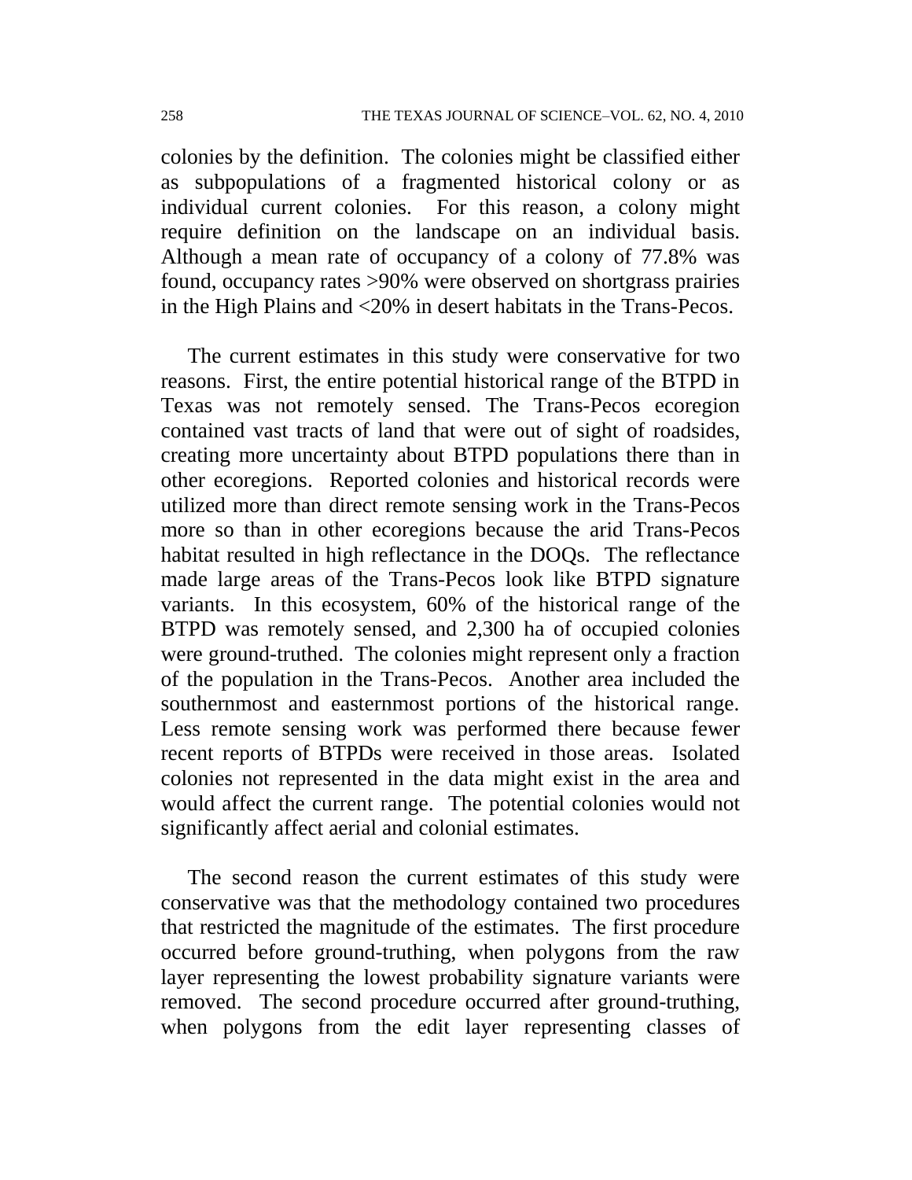colonies by the definition. The colonies might be classified either as subpopulations of a fragmented historical colony or as individual current colonies. For this reason, a colony might require definition on the landscape on an individual basis. Although a mean rate of occupancy of a colony of 77.8% was found, occupancy rates >90% were observed on shortgrass prairies in the High Plains and <20% in desert habitats in the Trans-Pecos.

The current estimates in this study were conservative for two reasons. First, the entire potential historical range of the BTPD in Texas was not remotely sensed. The Trans-Pecos ecoregion contained vast tracts of land that were out of sight of roadsides, creating more uncertainty about BTPD populations there than in other ecoregions. Reported colonies and historical records were utilized more than direct remote sensing work in the Trans-Pecos more so than in other ecoregions because the arid Trans-Pecos habitat resulted in high reflectance in the DOQs. The reflectance made large areas of the Trans-Pecos look like BTPD signature variants. In this ecosystem, 60% of the historical range of the BTPD was remotely sensed, and 2,300 ha of occupied colonies were ground-truthed. The colonies might represent only a fraction of the population in the Trans-Pecos. Another area included the southernmost and easternmost portions of the historical range. Less remote sensing work was performed there because fewer recent reports of BTPDs were received in those areas. Isolated colonies not represented in the data might exist in the area and would affect the current range. The potential colonies would not significantly affect aerial and colonial estimates.

The second reason the current estimates of this study were conservative was that the methodology contained two procedures that restricted the magnitude of the estimates. The first procedure occurred before ground-truthing, when polygons from the raw layer representing the lowest probability signature variants were removed. The second procedure occurred after ground-truthing, when polygons from the edit layer representing classes of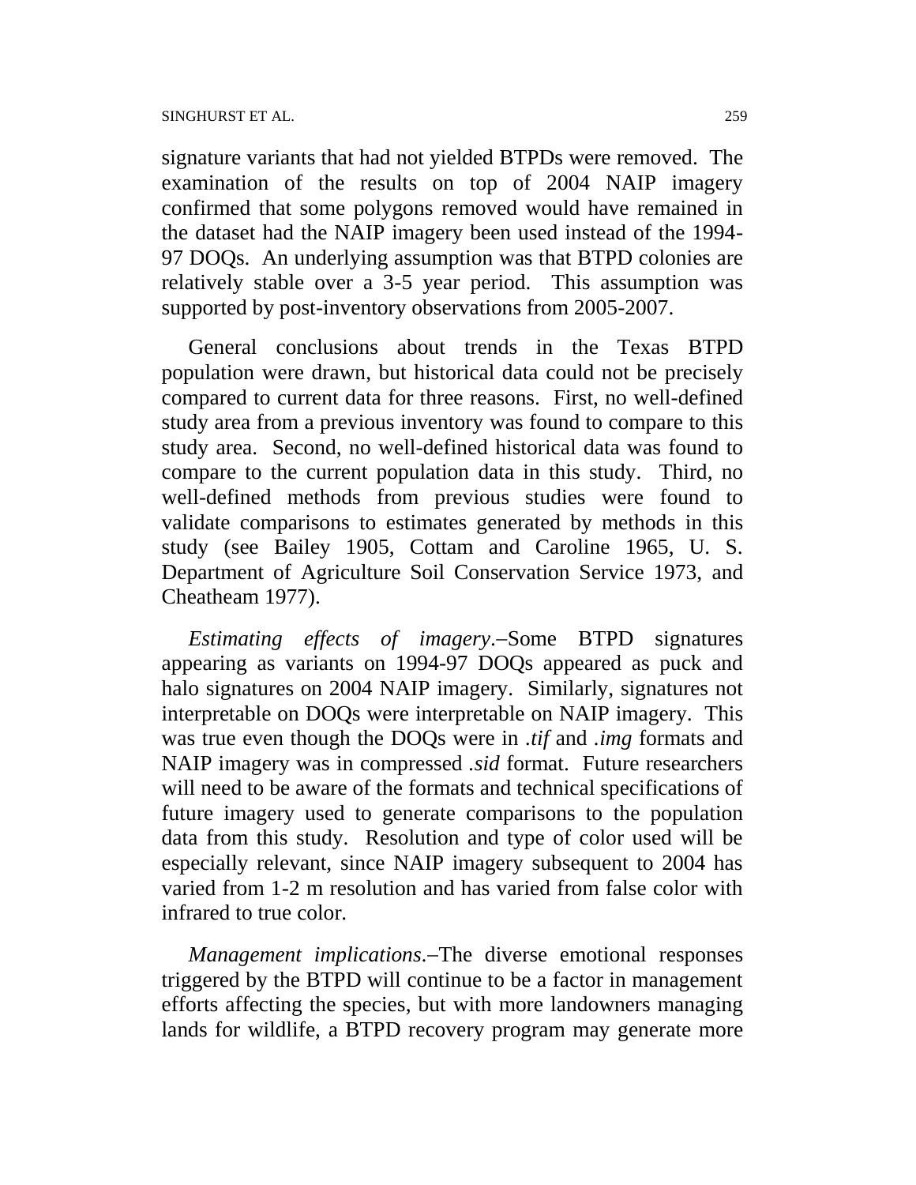signature variants that had not yielded BTPDs were removed. The examination of the results on top of 2004 NAIP imagery confirmed that some polygons removed would have remained in the dataset had the NAIP imagery been used instead of the 1994-97 DOQs. An underlying assumption was that BTPD colonies are relatively stable over a 3-5 year period. This assumption was supported by post-inventory observations from 2005-2007.

General conclusions about trends in the Texas BTPD population were drawn, but historical data could not be precisely compared to current data for three reasons. First, no well-defined study area from a previous inventory was found to compare to this study area. Second, no well-defined historical data was found to compare to the current population data in this study. Third, no well-defined methods from previous studies were found to validate comparisons to estimates generated by methods in this study (see Bailey 1905, Cottam and Caroline 1965, U. S. Department of Agriculture Soil Conservation Service 1973, and Cheatheam 1977).

*Estimating effects of imagery*.–Some BTPD signatures appearing as variants on 1994-97 DOQs appeared as puck and halo signatures on 2004 NAIP imagery. Similarly, signatures not interpretable on DOQs were interpretable on NAIP imagery. This was true even though the DOQs were in *.tif* and *.img* formats and NAIP imagery was in compressed *.sid* format. Future researchers will need to be aware of the formats and technical specifications of future imagery used to generate comparisons to the population data from this study. Resolution and type of color used will be especially relevant, since NAIP imagery subsequent to 2004 has varied from 1-2 m resolution and has varied from false color with infrared to true color.

*Management implications*.–The diverse emotional responses triggered by the BTPD will continue to be a factor in management efforts affecting the species, but with more landowners managing lands for wildlife, a BTPD recovery program may generate more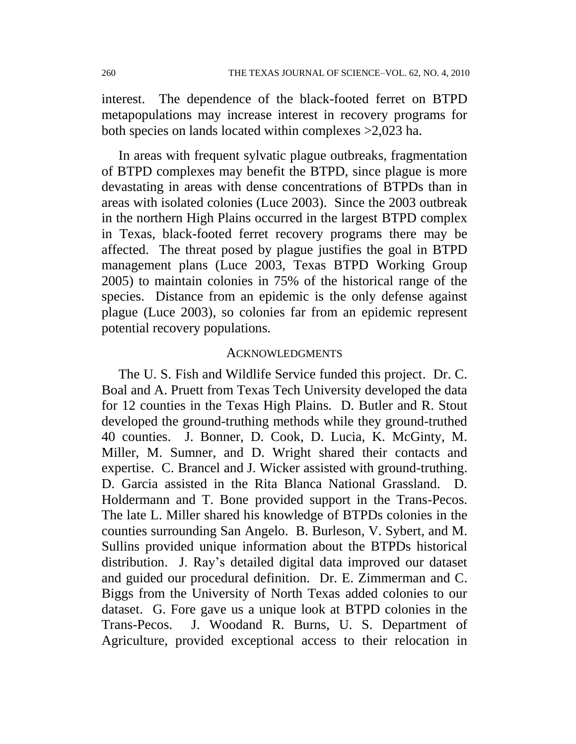interest. The dependence of the black-footed ferret on BTPD metapopulations may increase interest in recovery programs for both species on lands located within complexes >2,023 ha.

In areas with frequent sylvatic plague outbreaks, fragmentation of BTPD complexes may benefit the BTPD, since plague is more devastating in areas with dense concentrations of BTPDs than in areas with isolated colonies (Luce 2003). Since the 2003 outbreak in the northern High Plains occurred in the largest BTPD complex in Texas, black-footed ferret recovery programs there may be affected. The threat posed by plague justifies the goal in BTPD management plans (Luce 2003, Texas BTPD Working Group 2005) to maintain colonies in 75% of the historical range of the species. Distance from an epidemic is the only defense against plague (Luce 2003), so colonies far from an epidemic represent potential recovery populations.

## ACKNOWLEDGMENTS

The U. S. Fish and Wildlife Service funded this project. Dr. C. Boal and A. Pruett from Texas Tech University developed the data for 12 counties in the Texas High Plains. D. Butler and R. Stout developed the ground-truthing methods while they ground-truthed 40 counties. J. Bonner, D. Cook, D. Lucia, K. McGinty, M. Miller, M. Sumner, and D. Wright shared their contacts and expertise. C. Brancel and J. Wicker assisted with ground-truthing. D. Garcia assisted in the Rita Blanca National Grassland. D. Holdermann and T. Bone provided support in the Trans-Pecos. The late L. Miller shared his knowledge of BTPDs colonies in the counties surrounding San Angelo. B. Burleson, V. Sybert, and M. Sullins provided unique information about the BTPDs historical distribution. J. Ray's detailed digital data improved our dataset and guided our procedural definition. Dr. E. Zimmerman and C. Biggs from the University of North Texas added colonies to our dataset. G. Fore gave us a unique look at BTPD colonies in the Trans-Pecos. J. Woodand R. Burns, U. S. Department of Agriculture, provided exceptional access to their relocation in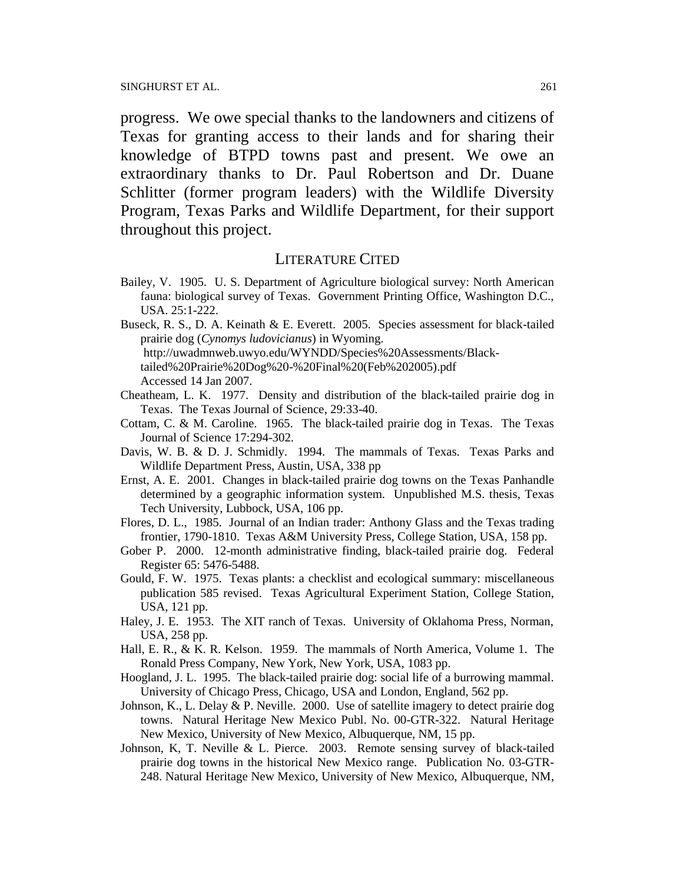progress. We owe special thanks to the landowners and citizens of Texas for granting access to their lands and for sharing their knowledge of BTPD towns past and present. We owe an extraordinary thanks to Dr. Paul Robertson and Dr. Duane Schlitter (former program leaders) with the Wildlife Diversity Program, Texas Parks and Wildlife Department, for their support throughout this project.

## LITERATURE CITED

Bailey, V. 1905. U. S. Department of Agriculture biological survey: North American fauna: biological survey of Texas. Government Printing Office, Washington D.C., USA. 25:1-222.

Buseck, R. S., D. A. Keinath & E. Everett. 2005. Species assessment for black-tailed prairie dog (*Cynomys ludovicianus*) in Wyoming. http://uwadmnweb.uwyo.edu/WYNDD/Species%20Assessments/Black-tailed%20Prairie%20Dog%20-%20Final%20(Feb%202005).pdf Accessed 14 Jan 2007.

Cheatheam, L. K. 1977. Density and distribution of the black-tailed prairie dog in Texas. The Texas Journal of Science, 29:33-40.

Cottam, C. & M. Caroline. 1965. The black-tailed prairie dog in Texas. The Texas Journal of Science 17:294-302.

Davis, W. B. & D. J. Schmidly. 1994. The mammals of Texas. Texas Parks and Wildlife Department Press, Austin, USA, 338 pp

Ernst, A. E. 2001. Changes in black-tailed prairie dog towns on the Texas Panhandle determined by a geographic information system. Unpublished M.S. thesis, Texas Tech University, Lubbock, USA, 106 pp.

Flores, D. L., 1985. Journal of an Indian trader: Anthony Glass and the Texas trading frontier, 1790-1810. Texas A&M University Press, College Station, USA, 158 pp.

Gober P. 2000. 12-month administrative finding, black-tailed prairie dog. Federal Register 65: 5476-5488.

Gould, F. W. 1975. Texas plants: a checklist and ecological summary: miscellaneous publication 585 revised. Texas Agricultural Experiment Station, College Station, USA, 121 pp.

Haley, J. E. 1953. The XIT ranch of Texas. University of Oklahoma Press, Norman, USA, 258 pp.

Hall, E. R., & K. R. Kelson. 1959. The mammals of North America, Volume 1. The Ronald Press Company, New York, New York, USA, 1083 pp.

Hoogland, J. L. 1995. The black-tailed prairie dog: social life of a burrowing mammal. University of Chicago Press, Chicago, USA and London, England, 562 pp.

Johnson, K., L. Delay & P. Neville. 2000. Use of satellite imagery to detect prairie dog towns. Natural Heritage New Mexico Publ. No. 00-GTR-322. Natural Heritage New Mexico, University of New Mexico, Albuquerque, NM, 15 pp.

Johnson, K, T. Neville & L. Pierce. 2003. Remote sensing survey of black-tailed prairie dog towns in the historical New Mexico range. Publication No. 03-GTR-248. Natural Heritage New Mexico, University of New Mexico, Albuquerque, NM,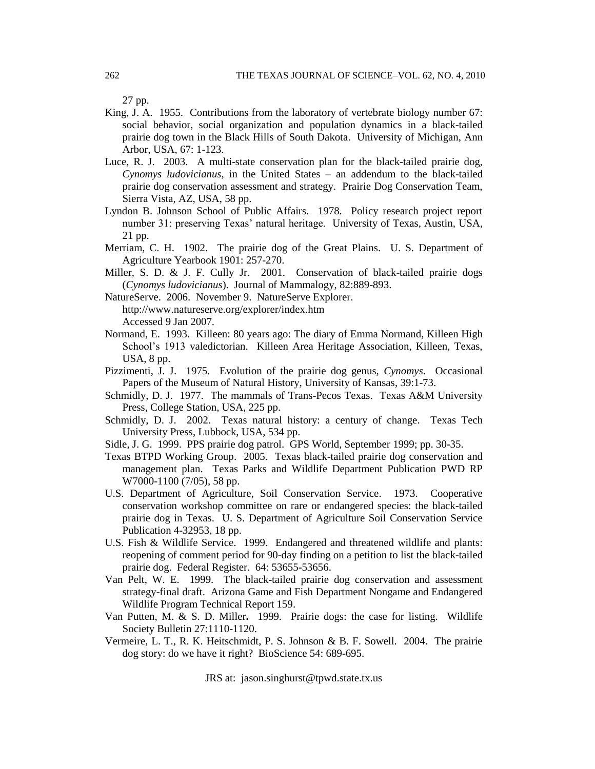27 pp.

King, J. A. 1955. Contributions from the laboratory of vertebrate biology number 67: social behavior, social organization and population dynamics in a black-tailed prairie dog town in the Black Hills of South Dakota. University of Michigan, Ann Arbor, USA, 67: 1-123.

Luce, R. J. 2003. A multi-state conservation plan for the black-tailed prairie dog, *Cynomys ludovicianus*, in the United States – an addendum to the black-tailed prairie dog conservation assessment and strategy. Prairie Dog Conservation Team, Sierra Vista, AZ, USA, 58 pp.

Lyndon B. Johnson School of Public Affairs. 1978. Policy research project report number 31: preserving Texas' natural heritage. University of Texas, Austin, USA, 21 pp.

Merriam, C. H. 1902. The prairie dog of the Great Plains. U. S. Department of Agriculture Yearbook 1901: 257-270.

Miller, S. D. & J. F. Cully Jr. 2001. Conservation of black-tailed prairie dogs (*Cynomys ludovicianus*). Journal of Mammalogy, 82:889-893.

NatureServe. 2006. November 9. NatureServe Explorer. http://www.natureserve.org/explorer/index.htm Accessed 9 Jan 2007.

Normand, E. 1993. Killeen: 80 years ago: The diary of Emma Normand, Killeen High School's 1913 valedictorian. Killeen Area Heritage Association, Killeen, Texas, USA, 8 pp.

Pizzimenti, J. J. 1975. Evolution of the prairie dog genus, *Cynomys*. Occasional Papers of the Museum of Natural History, University of Kansas, 39:1-73.

Schmidly, D. J. 1977. The mammals of Trans-Pecos Texas. Texas A&M University Press, College Station, USA, 225 pp.

Schmidly, D. J. 2002. Texas natural history: a century of change. Texas Tech University Press, Lubbock, USA, 534 pp.

Sidle, J. G. 1999. PPS prairie dog patrol. GPS World, September 1999; pp. 30-35.

Texas BTPD Working Group. 2005. Texas black-tailed prairie dog conservation and management plan. Texas Parks and Wildlife Department Publication PWD RP W7000-1100 (7/05), 58 pp.

U.S. Department of Agriculture, Soil Conservation Service. 1973. Cooperative conservation workshop committee on rare or endangered species: the black-tailed prairie dog in Texas. U. S. Department of Agriculture Soil Conservation Service Publication 4-32953, 18 pp.

U.S. Fish & Wildlife Service. 1999. Endangered and threatened wildlife and plants: reopening of comment period for 90-day finding on a petition to list the black-tailed prairie dog. Federal Register. 64: 53655-53656.

Van Pelt, W. E. 1999. The black-tailed prairie dog conservation and assessment strategy-final draft. Arizona Game and Fish Department Nongame and Endangered Wildlife Program Technical Report 159.

Van Putten, M. & S. D. Miller**.** 1999. Prairie dogs: the case for listing. Wildlife Society Bulletin 27:1110-1120.

Vermeire, L. T., R. K. Heitschmidt, P. S. Johnson & B. F. Sowell. 2004. The prairie dog story: do we have it right? BioScience 54: 689-695.

JRS at: jason.singhurst@tpwd.state.tx.us